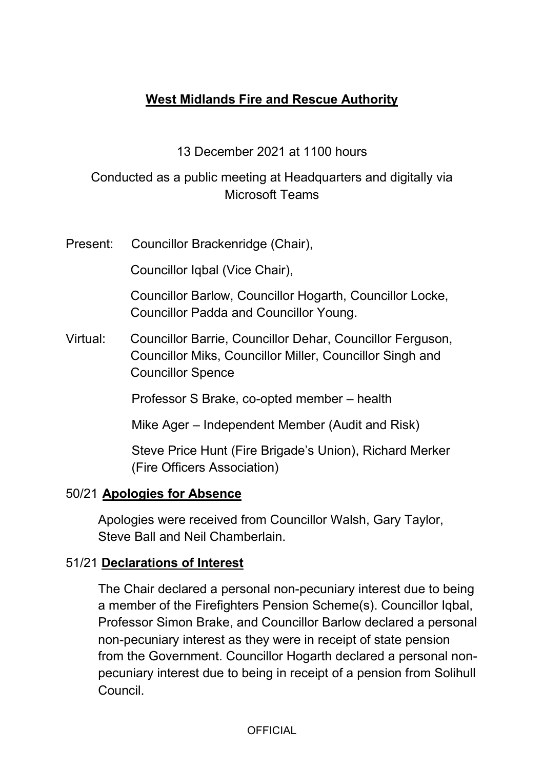# West Midlands Fire and Rescue Authority

13 December 2021 at 1100 hours

Conducted as a public meeting at Headquarters and digitally via Microsoft Teams

Present: Councillor Brackenridge (Chair),

Councillor Iqbal (Vice Chair),

Councillor Barlow, Councillor Hogarth, Councillor Locke, Councillor Padda and Councillor Young.

Virtual: Councillor Barrie, Councillor Dehar, Councillor Ferguson, Councillor Miks, Councillor Miller, Councillor Singh and Councillor Spence

Professor S Brake, co-opted member – health

Mike Ager – Independent Member (Audit and Risk)

Steve Price Hunt (Fire Brigade's Union), Richard Merker (Fire Officers Association)

## 50/21 **Apologies for Absence**

Apologies were received from Councillor Walsh, Gary Taylor, Steve Ball and Neil Chamberlain.

## 51/21 **Declarations of Interest**

The Chair declared a personal non-pecuniary interest due to being a member of the Firefighters Pension Scheme(s). Councillor Iqbal, Professor Simon Brake, and Councillor Barlow declared a personal non-pecuniary interest as they were in receipt of state pension from the Government. Councillor Hogarth declared a personal non-pecuniary interest due to being in receipt of a pension from Solihull Council.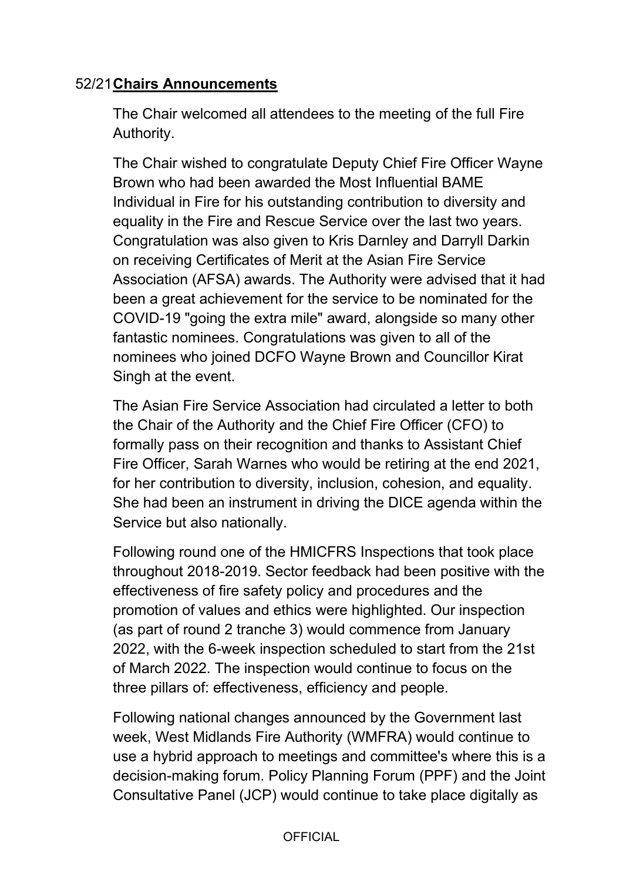## 52/21 Chairs Announcements

The Chair welcomed all attendees to the meeting of the full Fire Authority.

The Chair wished to congratulate Deputy Chief Fire Officer Wayne Brown who had been awarded the Most Influential BAME Individual in Fire for his outstanding contribution to diversity and equality in the Fire and Rescue Service over the last two years. Congratulation was also given to Kris Darnley and Darryll Darkin on receiving Certificates of Merit at the Asian Fire Service Association (AFSA) awards. The Authority were advised that it had been a great achievement for the service to be nominated for the COVID-19 "going the extra mile" award, alongside so many other fantastic nominees. Congratulations was given to all of the nominees who joined DCFO Wayne Brown and Councillor Kirat Singh at the event.

The Asian Fire Service Association had circulated a letter to both the Chair of the Authority and the Chief Fire Officer (CFO) to formally pass on their recognition and thanks to Assistant Chief Fire Officer, Sarah Warnes who would be retiring at the end 2021, for her contribution to diversity, inclusion, cohesion, and equality. She had been an instrument in driving the DICE agenda within the Service but also nationally.

Following round one of the HMICFRS Inspections that took place throughout 2018-2019. Sector feedback had been positive with the effectiveness of fire safety policy and procedures and the promotion of values and ethics were highlighted. Our inspection (as part of round 2 tranche 3) would commence from January 2022, with the 6-week inspection scheduled to start from the 21st of March 2022. The inspection would continue to focus on the three pillars of: effectiveness, efficiency and people.

Following national changes announced by the Government last week, West Midlands Fire Authority (WMFRA) would continue to use a hybrid approach to meetings and committee's where this is a decision-making forum. Policy Planning Forum (PPF) and the Joint Consultative Panel (JCP) would continue to take place digitally as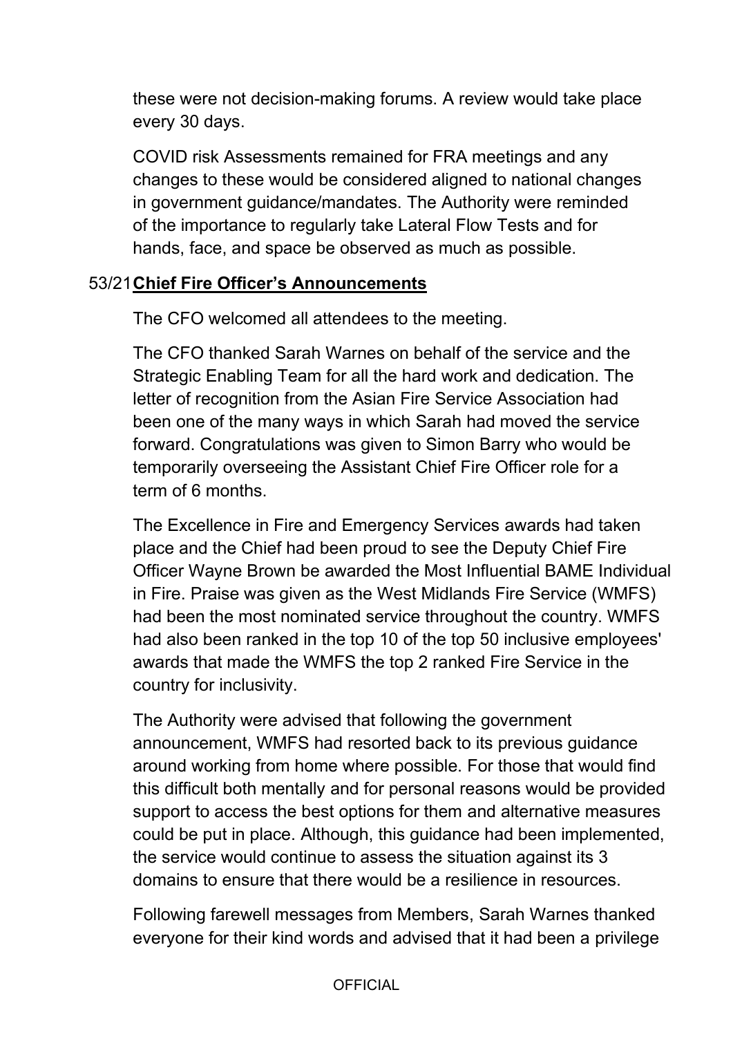these were not decision-making forums. A review would take place every 30 days.

COVID risk Assessments remained for FRA meetings and any changes to these would be considered aligned to national changes in government guidance/mandates. The Authority were reminded of the importance to regularly take Lateral Flow Tests and for hands, face, and space be observed as much as possible.

## 53/21 Chief Fire Officer's Announcements

The CFO welcomed all attendees to the meeting.

The CFO thanked Sarah Warnes on behalf of the service and the Strategic Enabling Team for all the hard work and dedication. The letter of recognition from the Asian Fire Service Association had been one of the many ways in which Sarah had moved the service forward. Congratulations was given to Simon Barry who would be temporarily overseeing the Assistant Chief Fire Officer role for a term of 6 months.

The Excellence in Fire and Emergency Services awards had taken place and the Chief had been proud to see the Deputy Chief Fire Officer Wayne Brown be awarded the Most Influential BAME Individual in Fire. Praise was given as the West Midlands Fire Service (WMFS) had been the most nominated service throughout the country. WMFS had also been ranked in the top 10 of the top 50 inclusive employees' awards that made the WMFS the top 2 ranked Fire Service in the country for inclusivity.

The Authority were advised that following the government announcement, WMFS had resorted back to its previous guidance around working from home where possible. For those that would find this difficult both mentally and for personal reasons would be provided support to access the best options for them and alternative measures could be put in place. Although, this guidance had been implemented, the service would continue to assess the situation against its 3 domains to ensure that there would be a resilience in resources.

Following farewell messages from Members, Sarah Warnes thanked everyone for their kind words and advised that it had been a privilege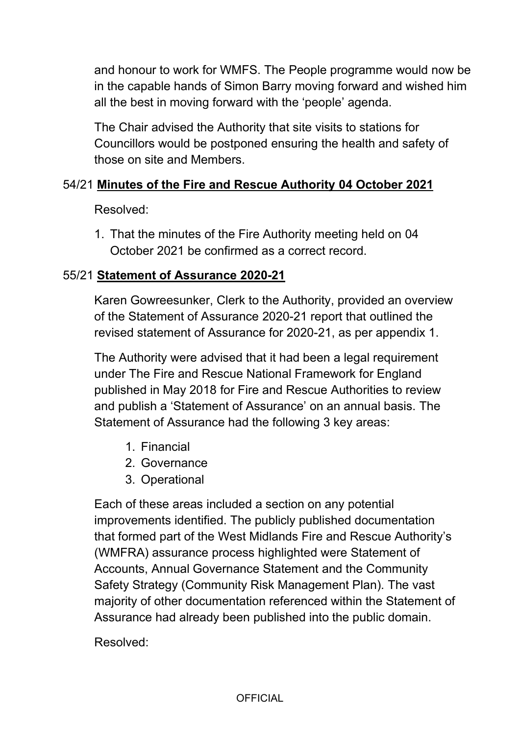and honour to work for WMFS. The People programme would now be in the capable hands of Simon Barry moving forward and wished him all the best in moving forward with the 'people' agenda.

The Chair advised the Authority that site visits to stations for Councillors would be postponed ensuring the health and safety of those on site and Members.

54/21 **Minutes of the Fire and Rescue Authority 04 October 2021**

Resolved:

1. That the minutes of the Fire Authority meeting held on 04 October 2021 be confirmed as a correct record.

55/21 **Statement of Assurance 2020-21**

Karen Gowreesunker, Clerk to the Authority, provided an overview of the Statement of Assurance 2020-21 report that outlined the revised statement of Assurance for 2020-21, as per appendix 1.

The Authority were advised that it had been a legal requirement under The Fire and Rescue National Framework for England published in May 2018 for Fire and Rescue Authorities to review and publish a 'Statement of Assurance' on an annual basis. The Statement of Assurance had the following 3 key areas:

1. Financial
2. Governance
3. Operational

Each of these areas included a section on any potential improvements identified. The publicly published documentation that formed part of the West Midlands Fire and Rescue Authority's (WMFRA) assurance process highlighted were Statement of Accounts, Annual Governance Statement and the Community Safety Strategy (Community Risk Management Plan). The vast majority of other documentation referenced within the Statement of Assurance had already been published into the public domain.

Resolved: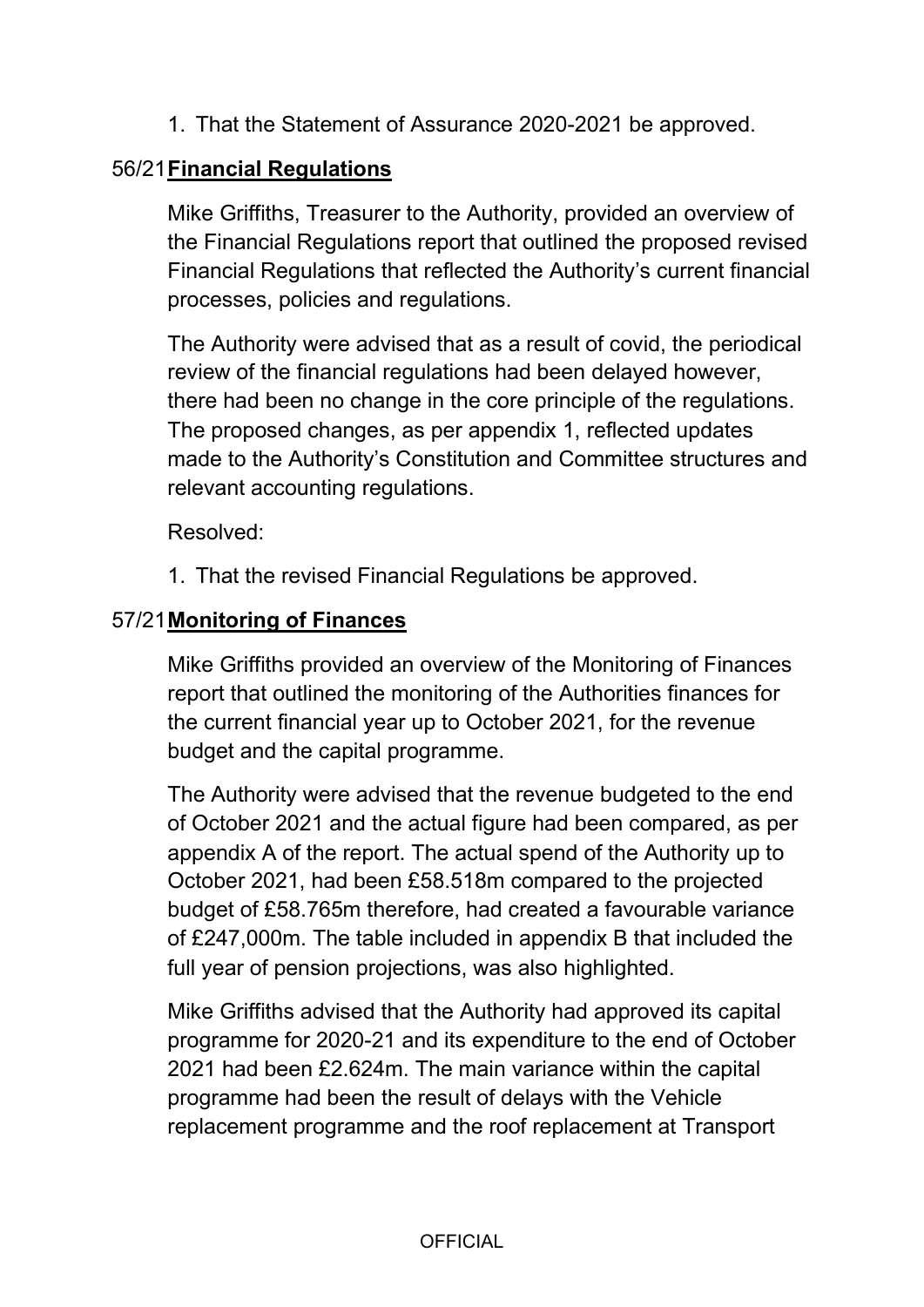1. That the Statement of Assurance 2020-2021 be approved.

## 56/21 **Financial Regulations**

Mike Griffiths, Treasurer to the Authority, provided an overview of the Financial Regulations report that outlined the proposed revised Financial Regulations that reflected the Authority's current financial processes, policies and regulations.

The Authority were advised that as a result of covid, the periodical review of the financial regulations had been delayed however, there had been no change in the core principle of the regulations. The proposed changes, as per appendix 1, reflected updates made to the Authority's Constitution and Committee structures and relevant accounting regulations.

Resolved:

1. That the revised Financial Regulations be approved.

## 57/21 **Monitoring of Finances**

Mike Griffiths provided an overview of the Monitoring of Finances report that outlined the monitoring of the Authorities finances for the current financial year up to October 2021, for the revenue budget and the capital programme.

The Authority were advised that the revenue budgeted to the end of October 2021 and the actual figure had been compared, as per appendix A of the report. The actual spend of the Authority up to October 2021, had been £58.518m compared to the projected budget of £58.765m therefore, had created a favourable variance of £247,000m. The table included in appendix B that included the full year of pension projections, was also highlighted.

Mike Griffiths advised that the Authority had approved its capital programme for 2020-21 and its expenditure to the end of October 2021 had been £2.624m. The main variance within the capital programme had been the result of delays with the Vehicle replacement programme and the roof replacement at Transport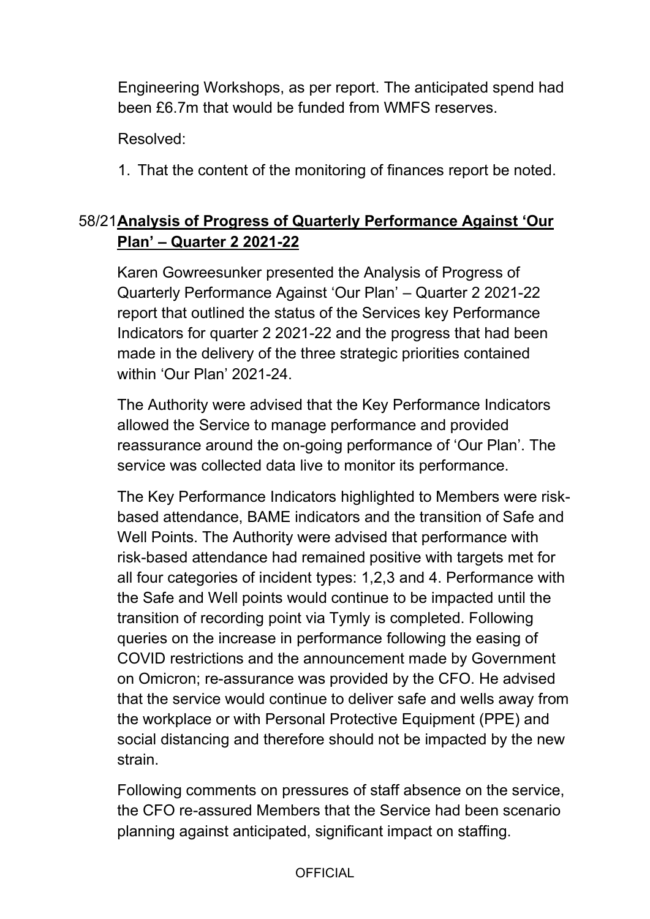Engineering Workshops, as per report. The anticipated spend had been £6.7m that would be funded from WMFS reserves.

Resolved:

1. That the content of the monitoring of finances report be noted.

## 58/21 **Analysis of Progress of Quarterly Performance Against 'Our Plan' – Quarter 2 2021-22**

Karen Gowreesunker presented the Analysis of Progress of Quarterly Performance Against 'Our Plan' – Quarter 2 2021-22 report that outlined the status of the Services key Performance Indicators for quarter 2 2021-22 and the progress that had been made in the delivery of the three strategic priorities contained within 'Our Plan' 2021-24.

The Authority were advised that the Key Performance Indicators allowed the Service to manage performance and provided reassurance around the on-going performance of 'Our Plan'. The service was collected data live to monitor its performance.

The Key Performance Indicators highlighted to Members were risk-based attendance, BAME indicators and the transition of Safe and Well Points. The Authority were advised that performance with risk-based attendance had remained positive with targets met for all four categories of incident types: 1,2,3 and 4. Performance with the Safe and Well points would continue to be impacted until the transition of recording point via Tymly is completed. Following queries on the increase in performance following the easing of COVID restrictions and the announcement made by Government on Omicron; re-assurance was provided by the CFO. He advised that the service would continue to deliver safe and wells away from the workplace or with Personal Protective Equipment (PPE) and social distancing and therefore should not be impacted by the new strain.

Following comments on pressures of staff absence on the service, the CFO re-assured Members that the Service had been scenario planning against anticipated, significant impact on staffing.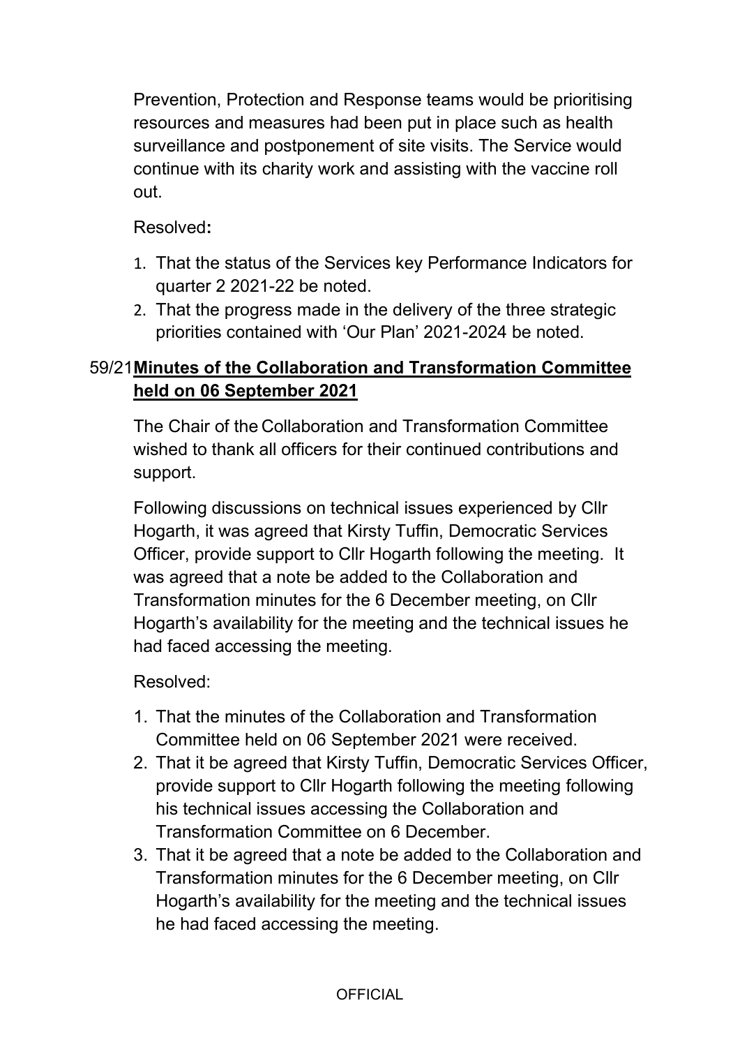Prevention, Protection and Response teams would be prioritising resources and measures had been put in place such as health surveillance and postponement of site visits. The Service would continue with its charity work and assisting with the vaccine roll out.

Resolved**:**

1. That the status of the Services key Performance Indicators for quarter 2 2021-22 be noted.
2. That the progress made in the delivery of the three strategic priorities contained with 'Our Plan' 2021-2024 be noted.

## 59/21 Minutes of the Collaboration and Transformation Committee held on 06 September 2021

The Chair of the Collaboration and Transformation Committee wished to thank all officers for their continued contributions and support.

Following discussions on technical issues experienced by Cllr Hogarth, it was agreed that Kirsty Tuffin, Democratic Services Officer, provide support to Cllr Hogarth following the meeting. It was agreed that a note be added to the Collaboration and Transformation minutes for the 6 December meeting, on Cllr Hogarth's availability for the meeting and the technical issues he had faced accessing the meeting.

Resolved:

1. That the minutes of the Collaboration and Transformation Committee held on 06 September 2021 were received.
2. That it be agreed that Kirsty Tuffin, Democratic Services Officer, provide support to Cllr Hogarth following the meeting following his technical issues accessing the Collaboration and Transformation Committee on 6 December.
3. That it be agreed that a note be added to the Collaboration and Transformation minutes for the 6 December meeting, on Cllr Hogarth's availability for the meeting and the technical issues he had faced accessing the meeting.

OFFICIAL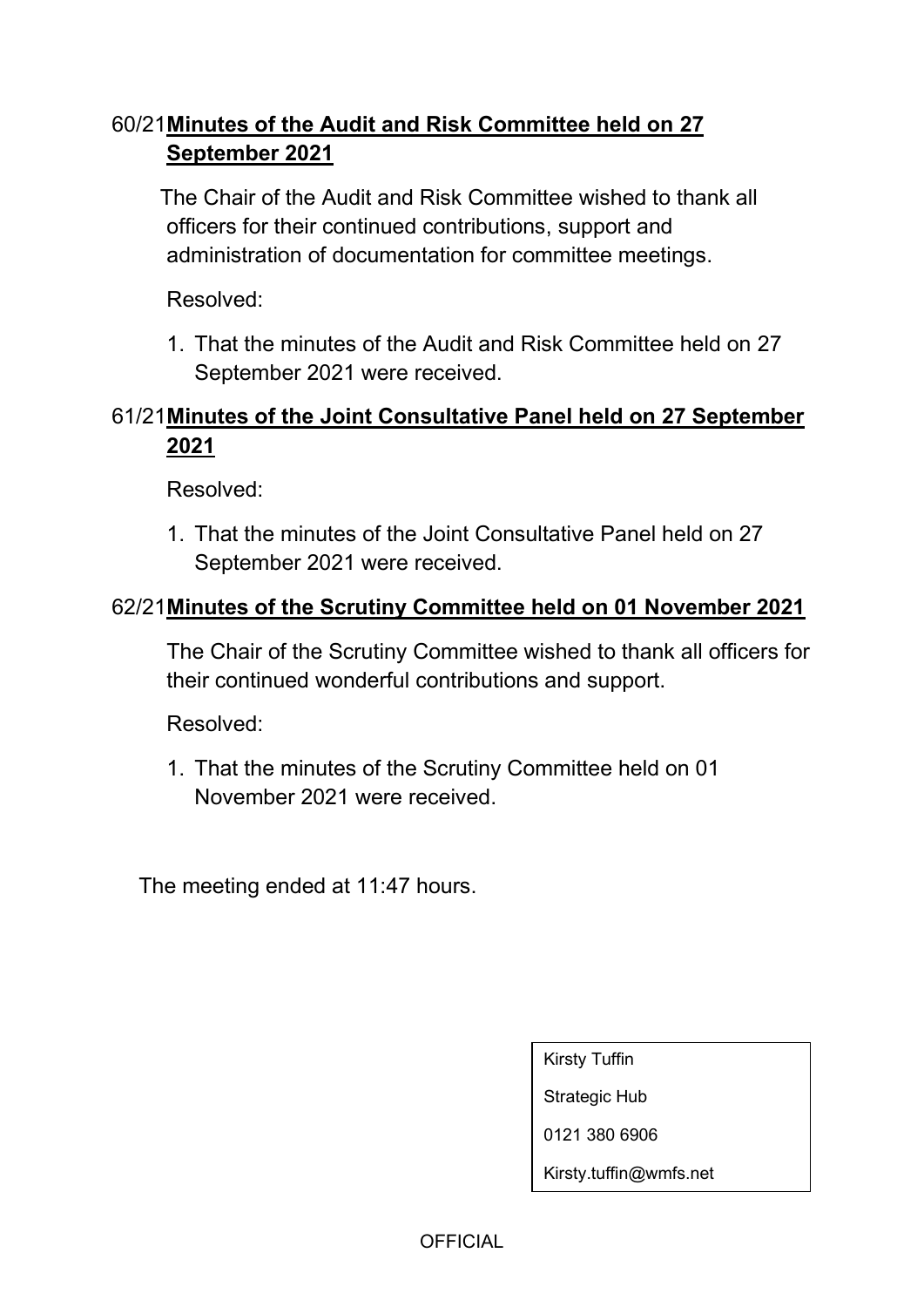## 60/21 Minutes of the Audit and Risk Committee held on 27 September 2021

The Chair of the Audit and Risk Committee wished to thank all officers for their continued contributions, support and administration of documentation for committee meetings.

Resolved:

1. That the minutes of the Audit and Risk Committee held on 27 September 2021 were received.

## 61/21 Minutes of the Joint Consultative Panel held on 27 September 2021

Resolved:

1. That the minutes of the Joint Consultative Panel held on 27 September 2021 were received.

## 62/21 Minutes of the Scrutiny Committee held on 01 November 2021

The Chair of the Scrutiny Committee wished to thank all officers for their continued wonderful contributions and support.

Resolved:

1. That the minutes of the Scrutiny Committee held on 01 November 2021 were received.

The meeting ended at 11:47 hours.

Kirsty Tuffin

Strategic Hub

0121 380 6906

Kirsty.tuffin@wmfs.net

OFFICIAL